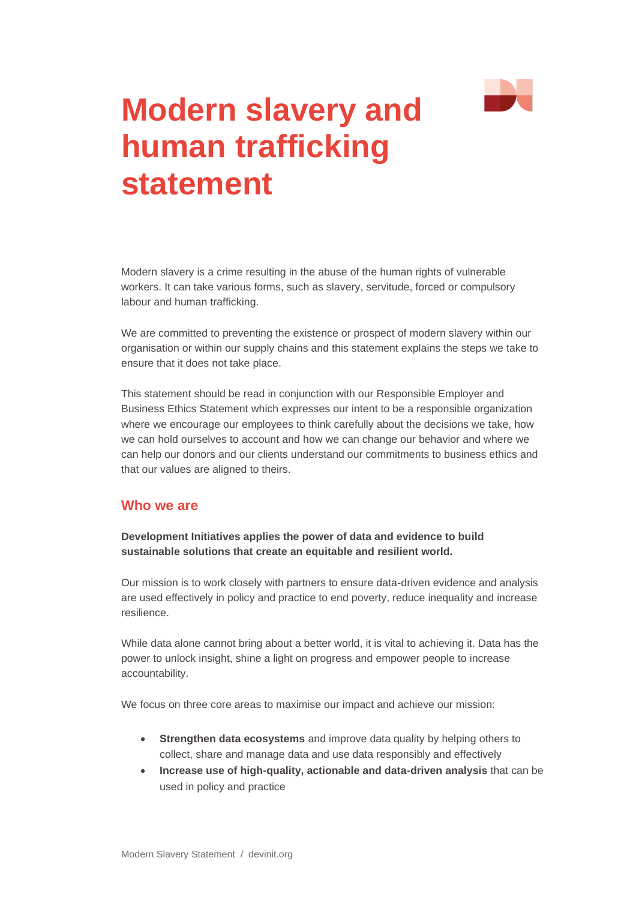# Modern slavery and human trafficking statement

Modern slavery is a crime resulting in the abuse of the human rights of vulnerable workers. It can take various forms, such as slavery, servitude, forced or compulsory labour and human trafficking.

We are committed to preventing the existence or prospect of modern slavery within our organisation or within our supply chains and this statement explains the steps we take to ensure that it does not take place.

This statement should be read in conjunction with our Responsible Employer and Business Ethics Statement which expresses our intent to be a responsible organization where we encourage our employees to think carefully about the decisions we take, how we can hold ourselves to account and how we can change our behavior and where we can help our donors and our clients understand our commitments to business ethics and that our values are aligned to theirs.

## Who we are

**Development Initiatives applies the power of data and evidence to build sustainable solutions that create an equitable and resilient world.**

Our mission is to work closely with partners to ensure data-driven evidence and analysis are used effectively in policy and practice to end poverty, reduce inequality and increase resilience.

While data alone cannot bring about a better world, it is vital to achieving it. Data has the power to unlock insight, shine a light on progress and empower people to increase accountability.

We focus on three core areas to maximise our impact and achieve our mission:

- **Strengthen data ecosystems** and improve data quality by helping others to collect, share and manage data and use data responsibly and effectively
- **Increase use of high-quality, actionable and data-driven analysis** that can be used in policy and practice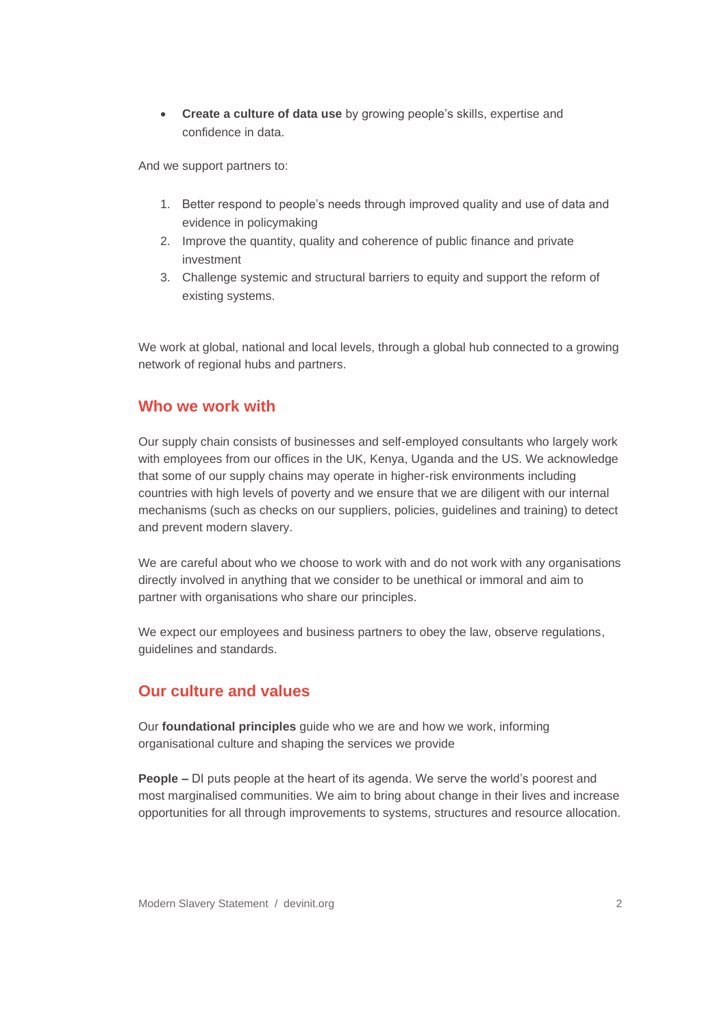- **Create a culture of data use** by growing people's skills, expertise and confidence in data.

And we support partners to:

1. Better respond to people's needs through improved quality and use of data and evidence in policymaking
2. Improve the quantity, quality and coherence of public finance and private investment
3. Challenge systemic and structural barriers to equity and support the reform of existing systems.

We work at global, national and local levels, through a global hub connected to a growing network of regional hubs and partners.

## Who we work with

Our supply chain consists of businesses and self-employed consultants who largely work with employees from our offices in the UK, Kenya, Uganda and the US. We acknowledge that some of our supply chains may operate in higher-risk environments including countries with high levels of poverty and we ensure that we are diligent with our internal mechanisms (such as checks on our suppliers, policies, guidelines and training) to detect and prevent modern slavery.

We are careful about who we choose to work with and do not work with any organisations directly involved in anything that we consider to be unethical or immoral and aim to partner with organisations who share our principles.

We expect our employees and business partners to obey the law, observe regulations, guidelines and standards.

## Our culture and values

Our **foundational principles** guide who we are and how we work, informing organisational culture and shaping the services we provide

**People –** DI puts people at the heart of its agenda. We serve the world's poorest and most marginalised communities. We aim to bring about change in their lives and increase opportunities for all through improvements to systems, structures and resource allocation.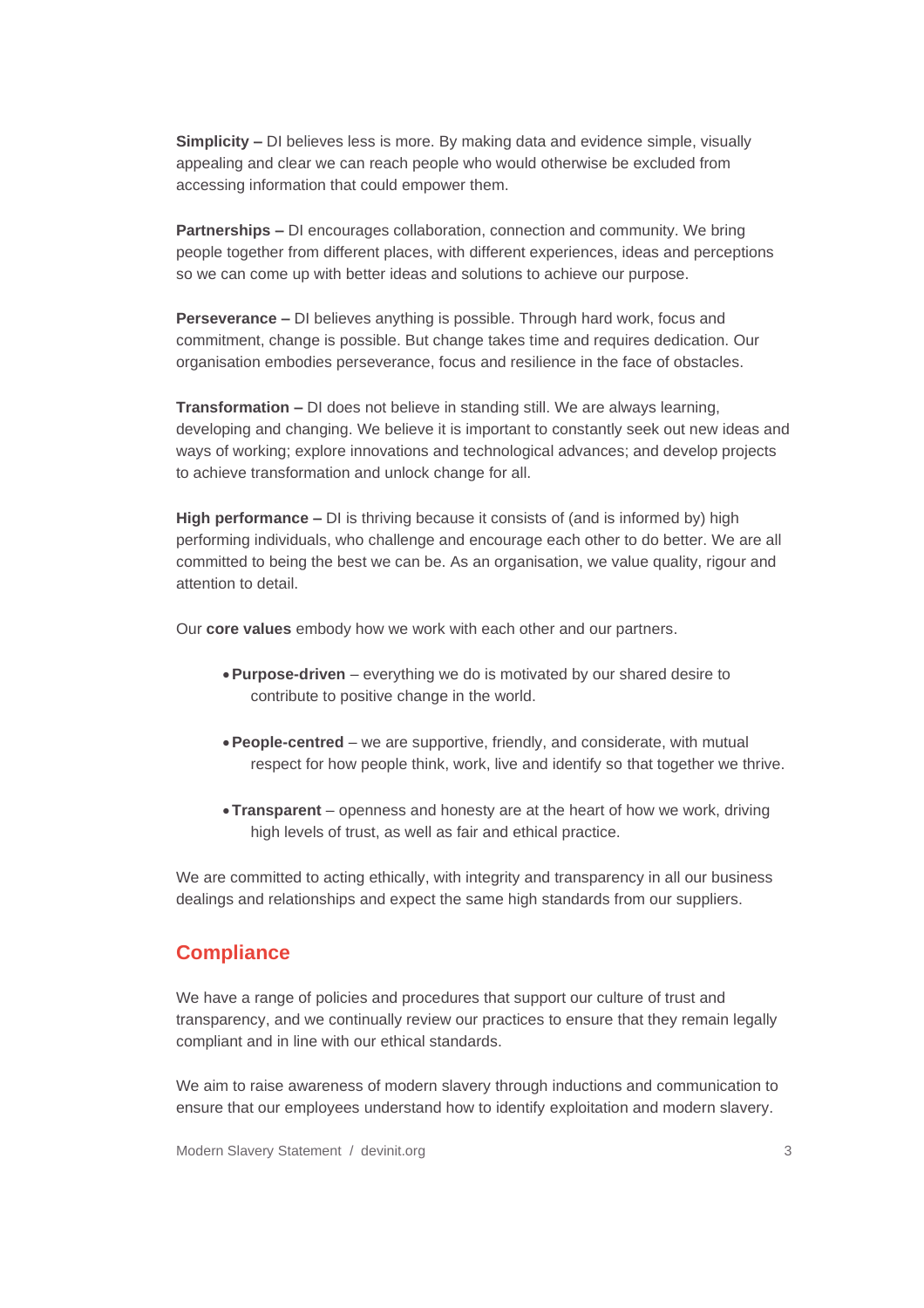**Simplicity –** DI believes less is more. By making data and evidence simple, visually appealing and clear we can reach people who would otherwise be excluded from accessing information that could empower them.

**Partnerships –** DI encourages collaboration, connection and community. We bring people together from different places, with different experiences, ideas and perceptions so we can come up with better ideas and solutions to achieve our purpose.

**Perseverance –** DI believes anything is possible. Through hard work, focus and commitment, change is possible. But change takes time and requires dedication. Our organisation embodies perseverance, focus and resilience in the face of obstacles.

**Transformation –** DI does not believe in standing still. We are always learning, developing and changing. We believe it is important to constantly seek out new ideas and ways of working; explore innovations and technological advances; and develop projects to achieve transformation and unlock change for all.

**High performance –** DI is thriving because it consists of (and is informed by) high performing individuals, who challenge and encourage each other to do better. We are all committed to being the best we can be. As an organisation, we value quality, rigour and attention to detail.

Our **core values** embody how we work with each other and our partners.

- **Purpose-driven** – everything we do is motivated by our shared desire to contribute to positive change in the world.
- **People-centred** – we are supportive, friendly, and considerate, with mutual respect for how people think, work, live and identify so that together we thrive.
- **Transparent** – openness and honesty are at the heart of how we work, driving high levels of trust, as well as fair and ethical practice.

We are committed to acting ethically, with integrity and transparency in all our business dealings and relationships and expect the same high standards from our suppliers.

## Compliance

We have a range of policies and procedures that support our culture of trust and transparency, and we continually review our practices to ensure that they remain legally compliant and in line with our ethical standards.

We aim to raise awareness of modern slavery through inductions and communication to ensure that our employees understand how to identify exploitation and modern slavery.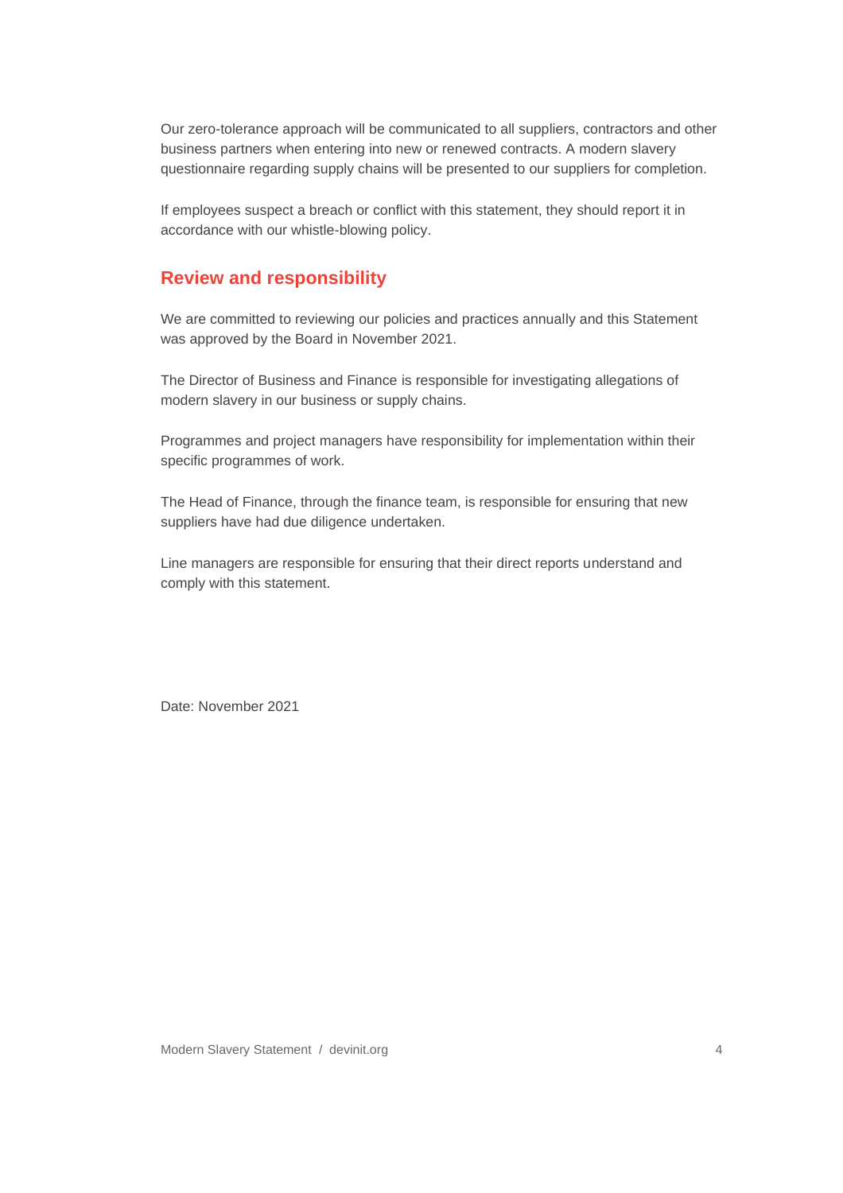Our zero-tolerance approach will be communicated to all suppliers, contractors and other business partners when entering into new or renewed contracts. A modern slavery questionnaire regarding supply chains will be presented to our suppliers for completion.

If employees suspect a breach or conflict with this statement, they should report it in accordance with our whistle-blowing policy.

## Review and responsibility

We are committed to reviewing our policies and practices annually and this Statement was approved by the Board in November 2021.

The Director of Business and Finance is responsible for investigating allegations of modern slavery in our business or supply chains.

Programmes and project managers have responsibility for implementation within their specific programmes of work.

The Head of Finance, through the finance team, is responsible for ensuring that new suppliers have had due diligence undertaken.

Line managers are responsible for ensuring that their direct reports understand and comply with this statement.

Date: November 2021